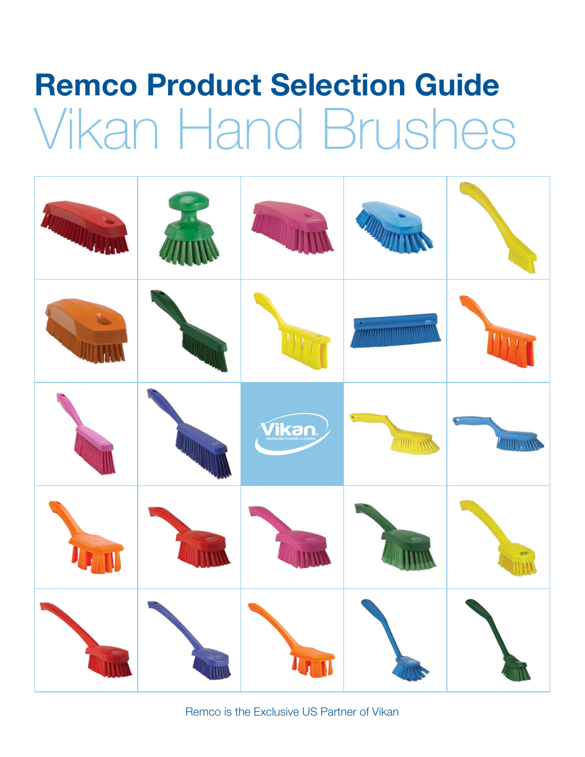# Remco Product Selection Guide

## Vikan Hand Brushes

Remco is the Exclusive US Partner of Vikan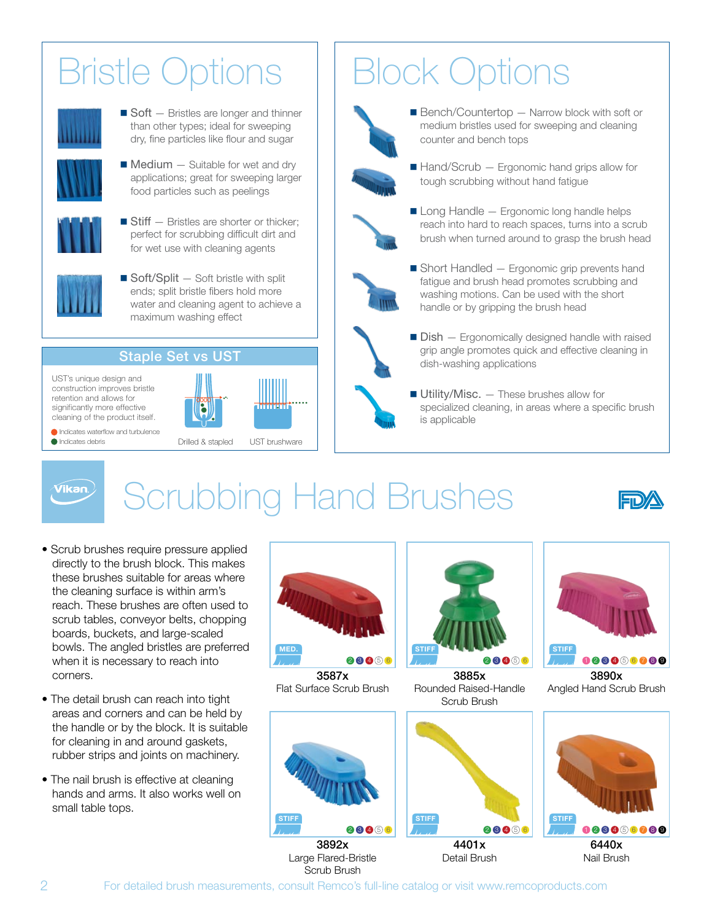# Bristle Options

- **Soft** — Bristles are longer and thinner than other types; ideal for sweeping dry, fine particles like flour and sugar
- **Medium** — Suitable for wet and dry applications; great for sweeping larger food particles such as peelings
- **Stiff** — Bristles are shorter or thicker; perfect for scrubbing difficult dirt and for wet use with cleaning agents
- **Soft/Split** — Soft bristle with split ends; split bristle fibers hold more water and cleaning agent to achieve a maximum washing effect

## Staple Set vs UST

UST's unique design and construction improves bristle retention and allows for significantly more effective cleaning of the product itself.

- Indicates waterflow and turbulence
- Indicates debris

Drilled & stapled

UST brushware

# Block Options

- **Bench/Countertop** — Narrow block with soft or medium bristles used for sweeping and cleaning counter and bench tops
- **Hand/Scrub** — Ergonomic hand grips allow for tough scrubbing without hand fatigue
- **Long Handle** — Ergonomic long handle helps reach into hard to reach spaces, turns into a scrub brush when turned around to grasp the brush head
- **Short Handled** — Ergonomic grip prevents hand fatigue and brush head promotes scrubbing and washing motions. Can be used with the short handle or by gripping the brush head
- **Dish** — Ergonomically designed handle with raised grip angle promotes quick and effective cleaning in dish-washing applications
- **Utility/Misc.** — These brushes allow for specialized cleaning, in areas where a specific brush is applicable

# Scrubbing Hand Brushes

- Scrub brushes require pressure applied directly to the brush block. This makes these brushes suitable for areas where the cleaning surface is within arm's reach. These brushes are often used to scrub tables, conveyor belts, chopping boards, buckets, and large-scaled bowls. The angled bristles are preferred when it is necessary to reach into corners.
- The detail brush can reach into tight areas and corners and can be held by the handle or by the block. It is suitable for cleaning in and around gaskets, rubber strips and joints on machinery.
- The nail brush is effective at cleaning hands and arms. It also works well on small table tops.

MED. 2 3 4 5 6
**3587x**
Flat Surface Scrub Brush

STIFF 2 3 4 5 6
**3885x**
Rounded Raised-Handle Scrub Brush

STIFF 1 2 3 4 5 6 7 8 9
**3890x**
Angled Hand Scrub Brush

STIFF 2 3 4 5 6
**3892x**
Large Flared-Bristle Scrub Brush

STIFF 2 3 4 5 6
**4401x**
Detail Brush

STIFF 1 2 3 4 5 6 7 8 9
**6440x**
Nail Brush

For detailed brush measurements, consult Remco's full-line catalog or visit www.remcoproducts.com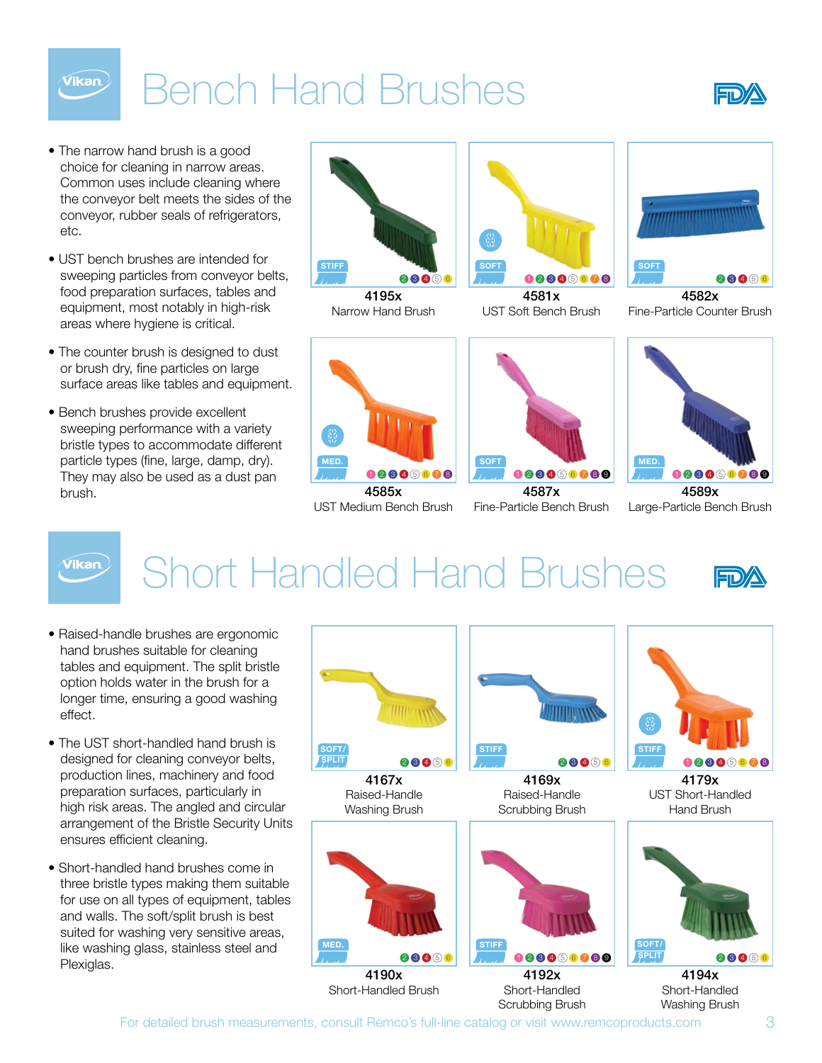# Bench Hand Brushes

- The narrow hand brush is a good choice for cleaning in narrow areas. Common uses include cleaning where the conveyor belt meets the sides of the conveyor, rubber seals of refrigerators, etc.
- UST bench brushes are intended for sweeping particles from conveyor belts, food preparation surfaces, tables and equipment, most notably in high-risk areas where hygiene is critical.
- The counter brush is designed to dust or brush dry, fine particles on large surface areas like tables and equipment.
- Bench brushes provide excellent sweeping performance with a variety bristle types to accommodate different particle types (fine, large, damp, dry). They may also be used as a dust pan brush.

STIFF 2 3 4 5 6
**4195x**
Narrow Hand Brush

SOFT 1 2 3 4 5 6 7 8
**4581x**
UST Soft Bench Brush

SOFT 2 3 4 5 6
**4582x**
Fine-Particle Counter Brush

MED. 1 2 3 4 5 6 7 8
**4585x**
UST Medium Bench Brush

SOFT 1 2 3 4 5 6 7 8 9
**4587x**
Fine-Particle Bench Brush

MED. 1 2 3 4 5 6 7 8 9
**4589x**
Large-Particle Bench Brush

# Short Handled Hand Brushes

- Raised-handle brushes are ergonomic hand brushes suitable for cleaning tables and equipment. The split bristle option holds water in the brush for a longer time, ensuring a good washing effect.
- The UST short-handled hand brush is designed for cleaning conveyor belts, production lines, machinery and food preparation surfaces, particularly in high risk areas. The angled and circular arrangement of the Bristle Security Units ensures efficient cleaning.
- Short-handled hand brushes come in three bristle types making them suitable for use on all types of equipment, tables and walls. The soft/split brush is best suited for washing very sensitive areas, like washing glass, stainless steel and Plexiglas.

SOFT/SPLIT 2 3 4 5 6
**4167x**
Raised-Handle Washing Brush

STIFF 2 3 4 5 6
**4169x**
Raised-Handle Scrubbing Brush

STIFF 1 2 3 4 5 6 7 8
**4179x**
UST Short-Handled Hand Brush

MED. 2 3 4 5 6
**4190x**
Short-Handled Brush

STIFF 1 2 3 4 5 6 7 8 9
**4192x**
Short-Handled Scrubbing Brush

SOFT/SPLIT 2 3 4 5 6
**4194x**
Short-Handled Washing Brush

For detailed brush measurements, consult Remco's full-line catalog or visit www.remcoproducts.com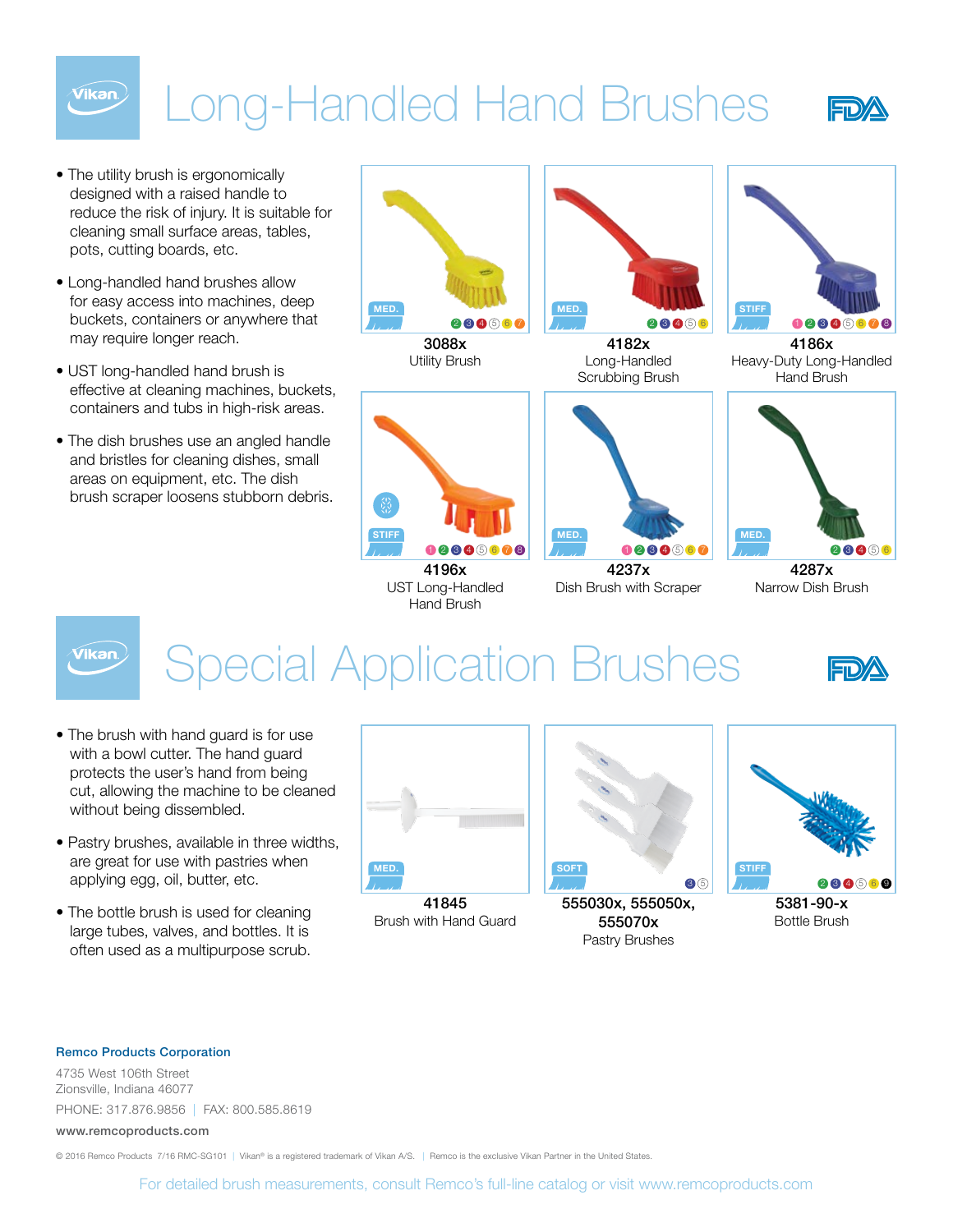# Long-Handled Hand Brushes

- The utility brush is ergonomically designed with a raised handle to reduce the risk of injury. It is suitable for cleaning small surface areas, tables, pots, cutting boards, etc.
- Long-handled hand brushes allow for easy access into machines, deep buckets, containers or anywhere that may require longer reach.
- UST long-handled hand brush is effective at cleaning machines, buckets, containers and tubs in high-risk areas.
- The dish brushes use an angled handle and bristles for cleaning dishes, small areas on equipment, etc. The dish brush scraper loosens stubborn debris.

MED. 2 3 4 5 6 7
**3088x**
Utility Brush

MED. 2 3 4 5 6
**4182x**
Long-Handled Scrubbing Brush

STIFF 1 2 3 4 5 6 7 8
**4186x**
Heavy-Duty Long-Handled Hand Brush

STIFF 1 2 3 4 5 6 7 8
**4196x**
UST Long-Handled Hand Brush

MED. 1 2 3 4 5 6 7
**4237x**
Dish Brush with Scraper

MED. 2 3 4 5 6
**4287x**
Narrow Dish Brush

# Special Application Brushes

- The brush with hand guard is for use with a bowl cutter. The hand guard protects the user's hand from being cut, allowing the machine to be cleaned without being dissembled.
- Pastry brushes, available in three widths, are great for use with pastries when applying egg, oil, butter, etc.
- The bottle brush is used for cleaning large tubes, valves, and bottles. It is often used as a multipurpose scrub.

MED.
**41845**
Brush with Hand Guard

SOFT 3 5
**555030x, 555050x, 555070x**
Pastry Brushes

STIFF 2 3 4 5 6 9
**5381-90-x**
Bottle Brush

**Remco Products Corporation**

4735 West 106th Street
Zionsville, Indiana 46077
PHONE: 317.876.9856 | FAX: 800.585.8619
**www.remcoproducts.com**

© 2016 Remco Products 7/16 RMC-SG101 | Vikan® is a registered trademark of Vikan A/S. | Remco is the exclusive Vikan Partner in the United States.

For detailed brush measurements, consult Remco's full-line catalog or visit www.remcoproducts.com